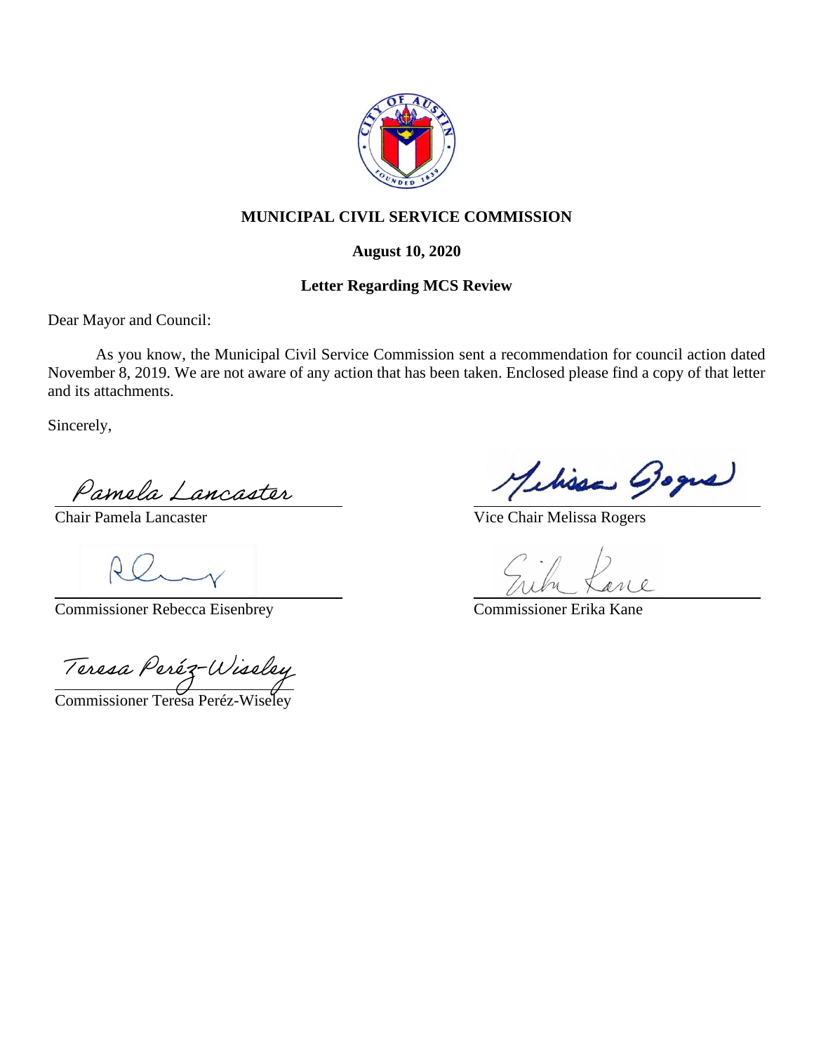**MUNICIPAL CIVIL SERVICE COMMISSION**

**August 10, 2020**

**Letter Regarding MCS Review**

Dear Mayor and Council:

As you know, the Municipal Civil Service Commission sent a recommendation for council action dated November 8, 2019. We are not aware of any action that has been taken. Enclosed please find a copy of that letter and its attachments.

Sincerely,

Pamela Lancaster
Chair Pamela Lancaster

Melissa Rogers
Vice Chair Melissa Rogers

Commissioner Rebecca Eisenbrey

Erika Kane
Commissioner Erika Kane

Teresa Peréz-Wiseley
Commissioner Teresa Peréz-Wiseley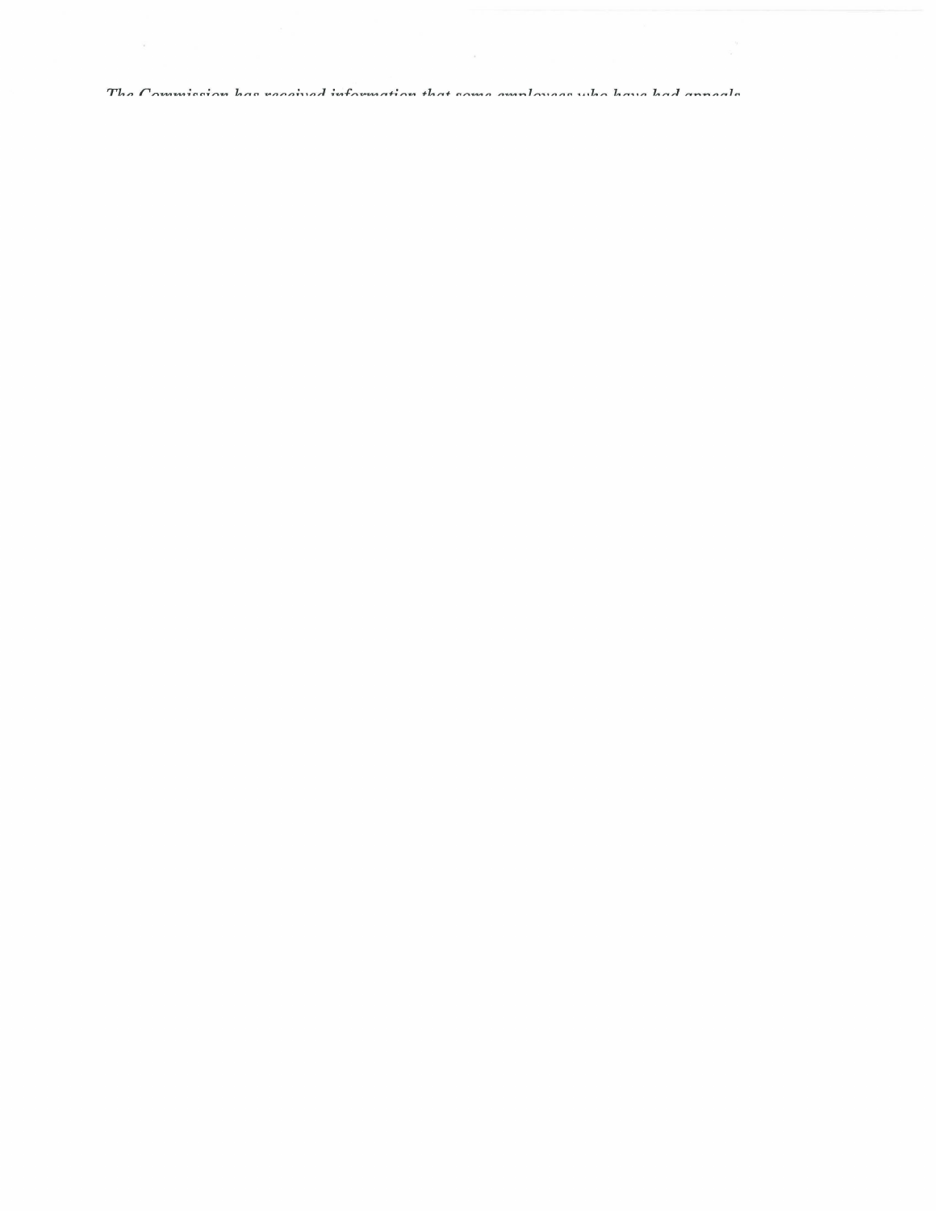*The Commission has received information that some employees who have had appeals*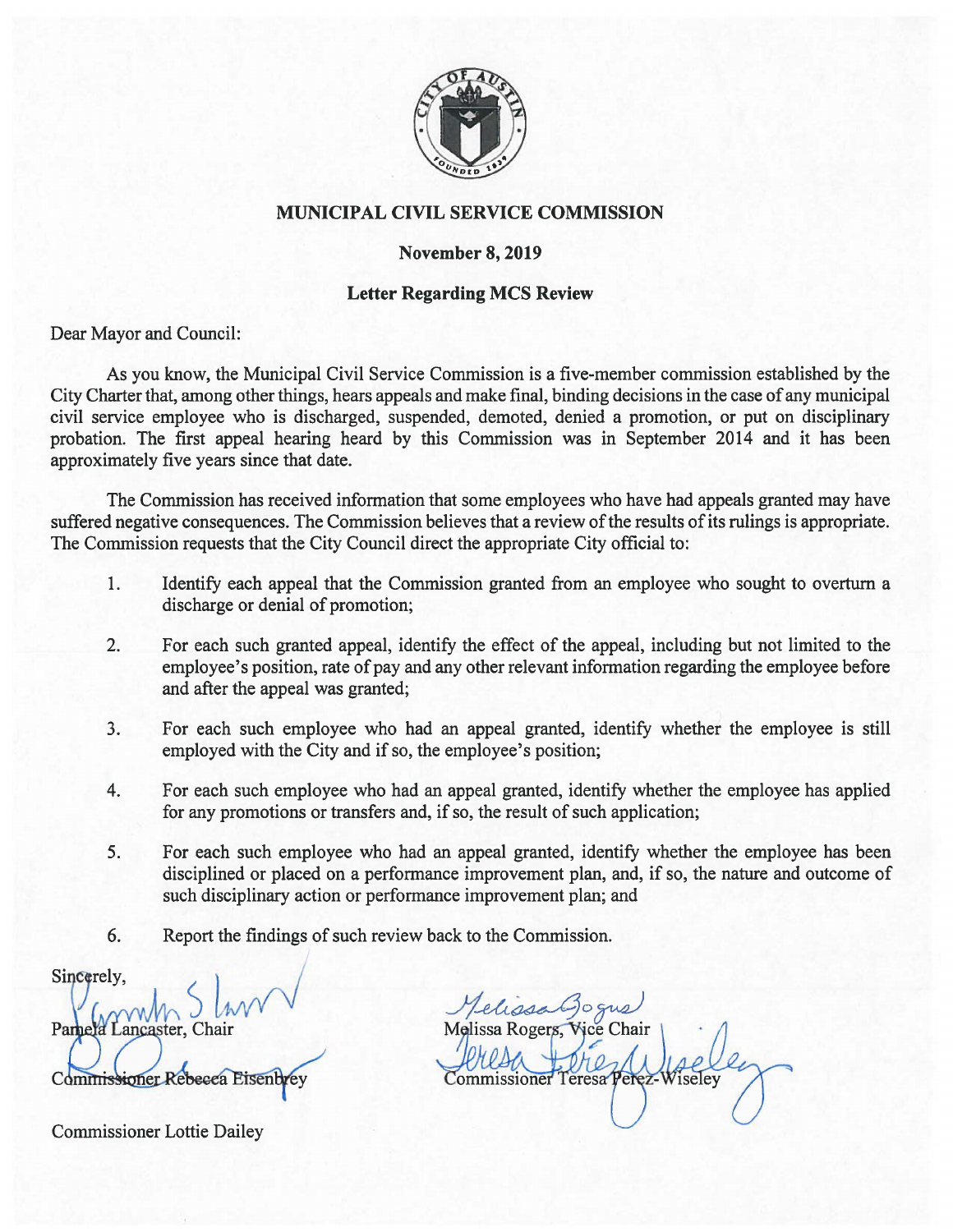**MUNICIPAL CIVIL SERVICE COMMISSION**

**November 8, 2019**

**Letter Regarding MCS Review**

Dear Mayor and Council:

As you know, the Municipal Civil Service Commission is a five-member commission established by the City Charter that, among other things, hears appeals and make final, binding decisions in the case of any municipal civil service employee who is discharged, suspended, demoted, denied a promotion, or put on disciplinary probation. The first appeal hearing heard by this Commission was in September 2014 and it has been approximately five years since that date.

The Commission has received information that some employees who have had appeals granted may have suffered negative consequences. The Commission believes that a review of the results of its rulings is appropriate. The Commission requests that the City Council direct the appropriate City official to:

1. Identify each appeal that the Commission granted from an employee who sought to overturn a discharge or denial of promotion;
2. For each such granted appeal, identify the effect of the appeal, including but not limited to the employee's position, rate of pay and any other relevant information regarding the employee before and after the appeal was granted;
3. For each such employee who had an appeal granted, identify whether the employee is still employed with the City and if so, the employee's position;
4. For each such employee who had an appeal granted, identify whether the employee has applied for any promotions or transfers and, if so, the result of such application;
5. For each such employee who had an appeal granted, identify whether the employee has been disciplined or placed on a performance improvement plan, and, if so, the nature and outcome of such disciplinary action or performance improvement plan; and
6. Report the findings of such review back to the Commission.

Sincerely,

Pamela Lancaster, Chair

Melissa Rogers, Vice Chair

Commissioner Rebecca Eisenbrey

Commissioner Teresa Perez-Wiseley

Commissioner Lottie Dailey